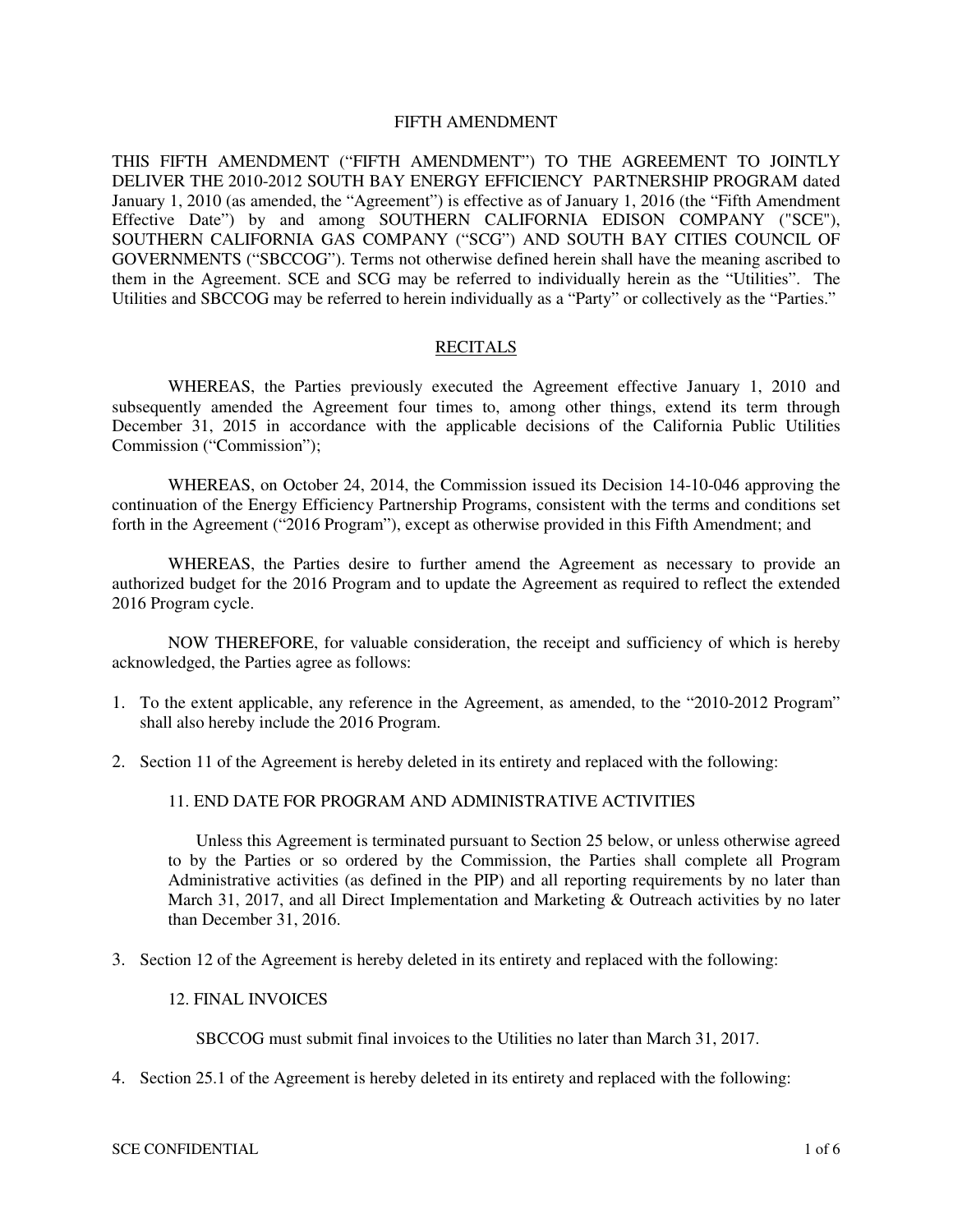# FIFTH AMENDMENT

THIS FIFTH AMENDMENT ("FIFTH AMENDMENT") TO THE AGREEMENT TO JOINTLY DELIVER THE 2010-2012 SOUTH BAY ENERGY EFFICIENCY PARTNERSHIP PROGRAM dated January 1, 2010 (as amended, the "Agreement") is effective as of January 1, 2016 (the "Fifth Amendment Effective Date") by and among SOUTHERN CALIFORNIA EDISON COMPANY ("SCE"), SOUTHERN CALIFORNIA GAS COMPANY ("SCG") AND SOUTH BAY CITIES COUNCIL OF GOVERNMENTS ("SBCCOG"). Terms not otherwise defined herein shall have the meaning ascribed to them in the Agreement. SCE and SCG may be referred to individually herein as the "Utilities". The Utilities and SBCCOG may be referred to herein individually as a "Party" or collectively as the "Parties."

## RECITALS

WHEREAS, the Parties previously executed the Agreement effective January 1, 2010 and subsequently amended the Agreement four times to, among other things, extend its term through December 31, 2015 in accordance with the applicable decisions of the California Public Utilities Commission ("Commission");

WHEREAS, on October 24, 2014, the Commission issued its Decision 14-10-046 approving the continuation of the Energy Efficiency Partnership Programs, consistent with the terms and conditions set forth in the Agreement ("2016 Program"), except as otherwise provided in this Fifth Amendment; and

WHEREAS, the Parties desire to further amend the Agreement as necessary to provide an authorized budget for the 2016 Program and to update the Agreement as required to reflect the extended 2016 Program cycle.

NOW THEREFORE, for valuable consideration, the receipt and sufficiency of which is hereby acknowledged, the Parties agree as follows:

1. To the extent applicable, any reference in the Agreement, as amended, to the "2010-2012 Program" shall also hereby include the 2016 Program.

2. Section 11 of the Agreement is hereby deleted in its entirety and replaced with the following:

   11. END DATE FOR PROGRAM AND ADMINISTRATIVE ACTIVITIES

   Unless this Agreement is terminated pursuant to Section 25 below, or unless otherwise agreed to by the Parties or so ordered by the Commission, the Parties shall complete all Program Administrative activities (as defined in the PIP) and all reporting requirements by no later than March 31, 2017, and all Direct Implementation and Marketing & Outreach activities by no later than December 31, 2016.

3. Section 12 of the Agreement is hereby deleted in its entirety and replaced with the following:

   12. FINAL INVOICES

   SBCCOG must submit final invoices to the Utilities no later than March 31, 2017.

4. Section 25.1 of the Agreement is hereby deleted in its entirety and replaced with the following: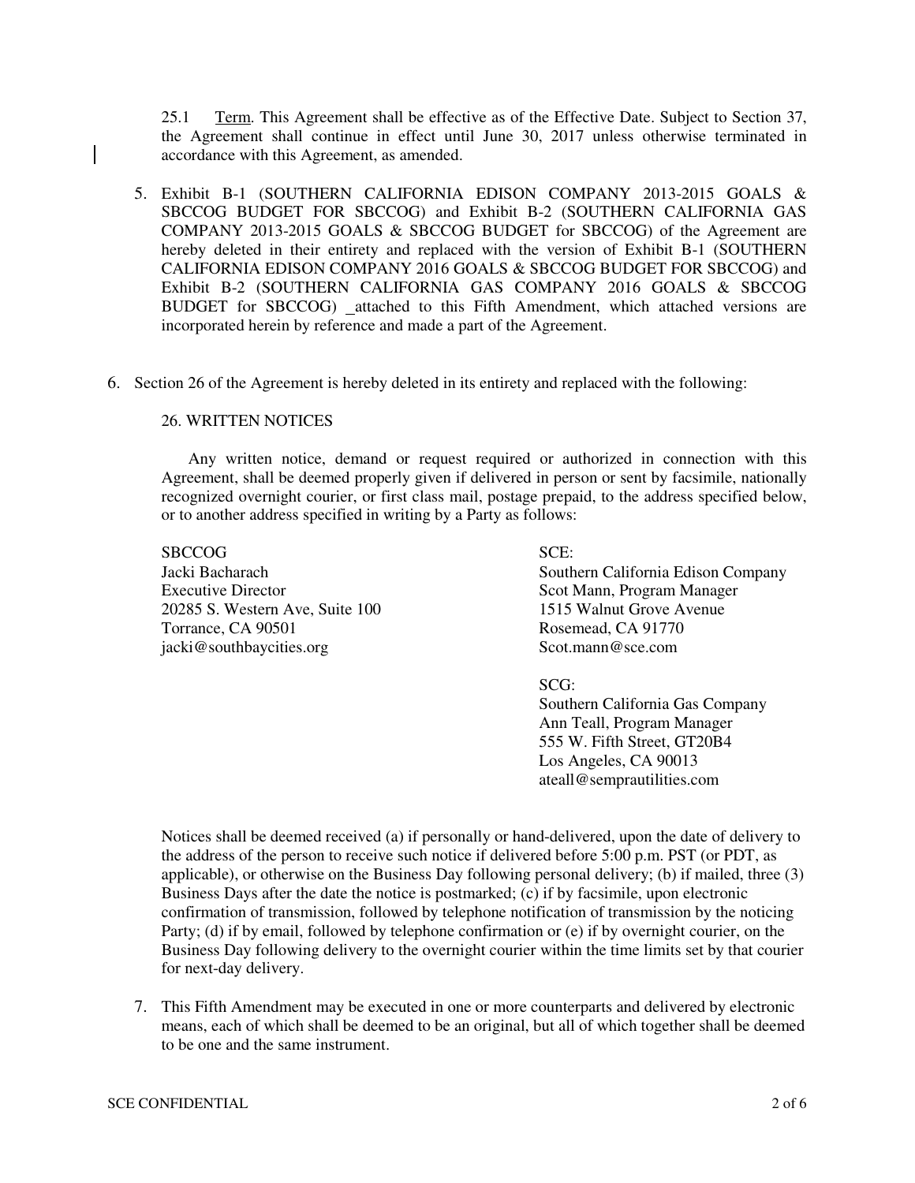25.1 Term. This Agreement shall be effective as of the Effective Date. Subject to Section 37, the Agreement shall continue in effect until June 30, 2017 unless otherwise terminated in accordance with this Agreement, as amended.

5. Exhibit B-1 (SOUTHERN CALIFORNIA EDISON COMPANY 2013-2015 GOALS & SBCCOG BUDGET FOR SBCCOG) and Exhibit B-2 (SOUTHERN CALIFORNIA GAS COMPANY 2013-2015 GOALS & SBCCOG BUDGET for SBCCOG) of the Agreement are hereby deleted in their entirety and replaced with the version of Exhibit B-1 (SOUTHERN CALIFORNIA EDISON COMPANY 2016 GOALS & SBCCOG BUDGET FOR SBCCOG) and Exhibit B-2 (SOUTHERN CALIFORNIA GAS COMPANY 2016 GOALS & SBCCOG BUDGET for SBCCOG) _attached to this Fifth Amendment, which attached versions are incorporated herein by reference and made a part of the Agreement.

6. Section 26 of the Agreement is hereby deleted in its entirety and replaced with the following:

26. WRITTEN NOTICES

Any written notice, demand or request required or authorized in connection with this Agreement, shall be deemed properly given if delivered in person or sent by facsimile, nationally recognized overnight courier, or first class mail, postage prepaid, to the address specified below, or to another address specified in writing by a Party as follows:

SBCCOG
Jacki Bacharach
Executive Director
20285 S. Western Ave, Suite 100
Torrance, CA 90501
jacki@southbaycities.org

SCE:
Southern California Edison Company
Scot Mann, Program Manager
1515 Walnut Grove Avenue
Rosemead, CA 91770
Scot.mann@sce.com

SCG:
Southern California Gas Company
Ann Teall, Program Manager
555 W. Fifth Street, GT20B4
Los Angeles, CA 90013
ateall@semprautilities.com

Notices shall be deemed received (a) if personally or hand-delivered, upon the date of delivery to the address of the person to receive such notice if delivered before 5:00 p.m. PST (or PDT, as applicable), or otherwise on the Business Day following personal delivery; (b) if mailed, three (3) Business Days after the date the notice is postmarked; (c) if by facsimile, upon electronic confirmation of transmission, followed by telephone notification of transmission by the noticing Party; (d) if by email, followed by telephone confirmation or (e) if by overnight courier, on the Business Day following delivery to the overnight courier within the time limits set by that courier for next-day delivery.

7. This Fifth Amendment may be executed in one or more counterparts and delivered by electronic means, each of which shall be deemed to be an original, but all of which together shall be deemed to be one and the same instrument.

SCE CONFIDENTIAL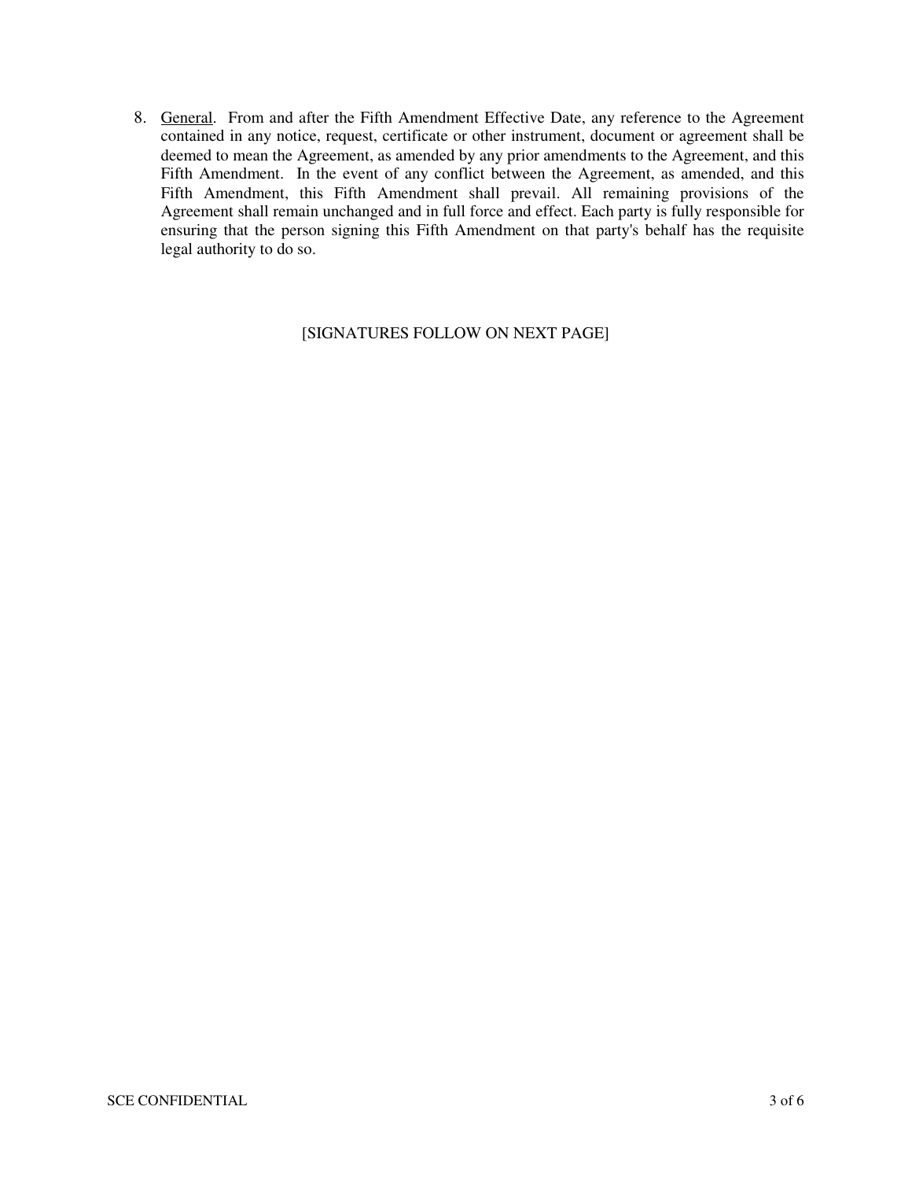8. General. From and after the Fifth Amendment Effective Date, any reference to the Agreement contained in any notice, request, certificate or other instrument, document or agreement shall be deemed to mean the Agreement, as amended by any prior amendments to the Agreement, and this Fifth Amendment. In the event of any conflict between the Agreement, as amended, and this Fifth Amendment, this Fifth Amendment shall prevail. All remaining provisions of the Agreement shall remain unchanged and in full force and effect. Each party is fully responsible for ensuring that the person signing this Fifth Amendment on that party's behalf has the requisite legal authority to do so.

[SIGNATURES FOLLOW ON NEXT PAGE]

SCE CONFIDENTIAL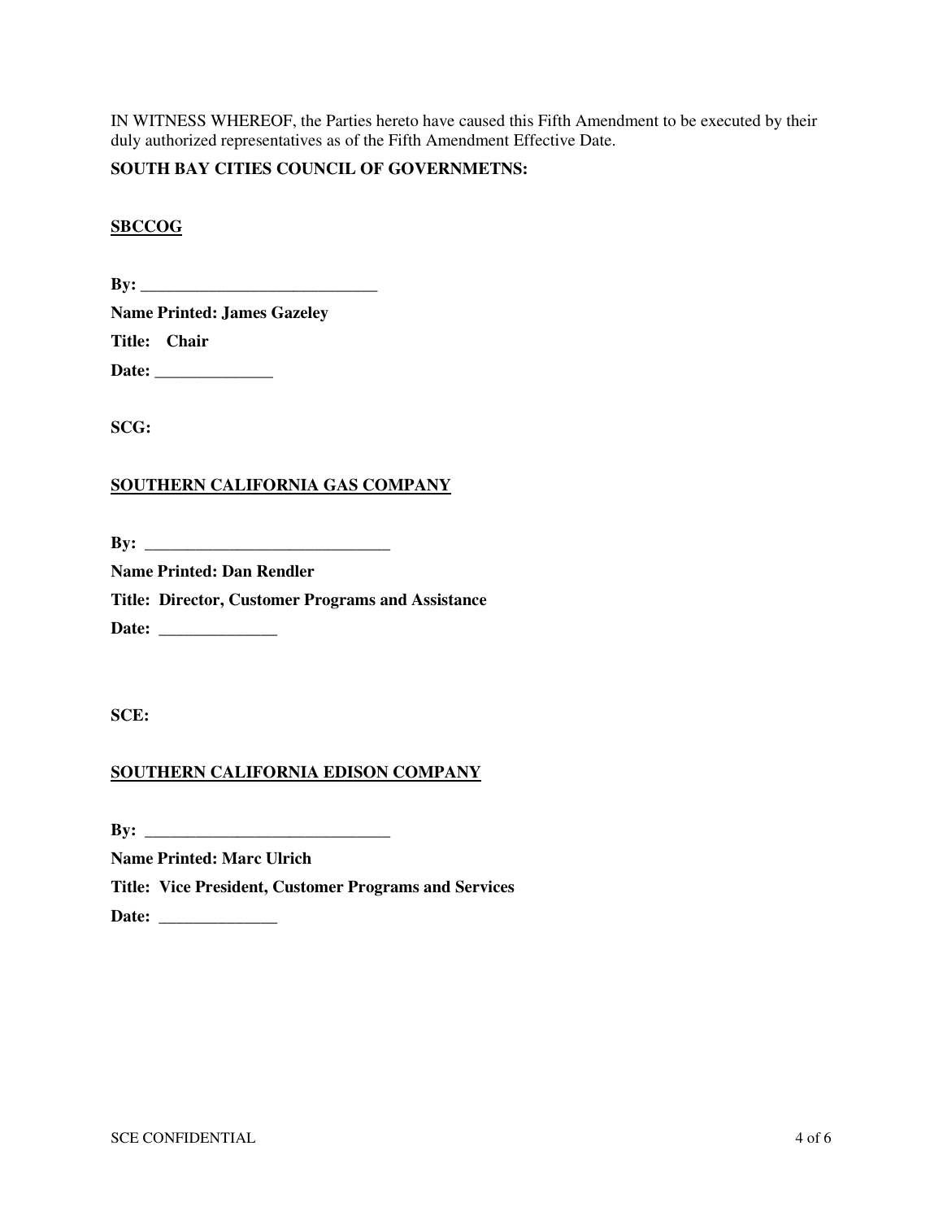IN WITNESS WHEREOF, the Parties hereto have caused this Fifth Amendment to be executed by their duly authorized representatives as of the Fifth Amendment Effective Date.

**SOUTH BAY CITIES COUNCIL OF GOVERNMETNS:**

**SBCCOG**

**By:** ____________________________

**Name Printed: James Gazeley**

**Title: Chair**

**Date:** ______________

**SCG:**

**SOUTHERN CALIFORNIA GAS COMPANY**

**By:** ____________________________

**Name Printed: Dan Rendler**

**Title: Director, Customer Programs and Assistance**

**Date:** ______________

**SCE:**

**SOUTHERN CALIFORNIA EDISON COMPANY**

**By:** ____________________________

**Name Printed: Marc Ulrich**

**Title: Vice President, Customer Programs and Services**

**Date:** ______________

SCE CONFIDENTIAL